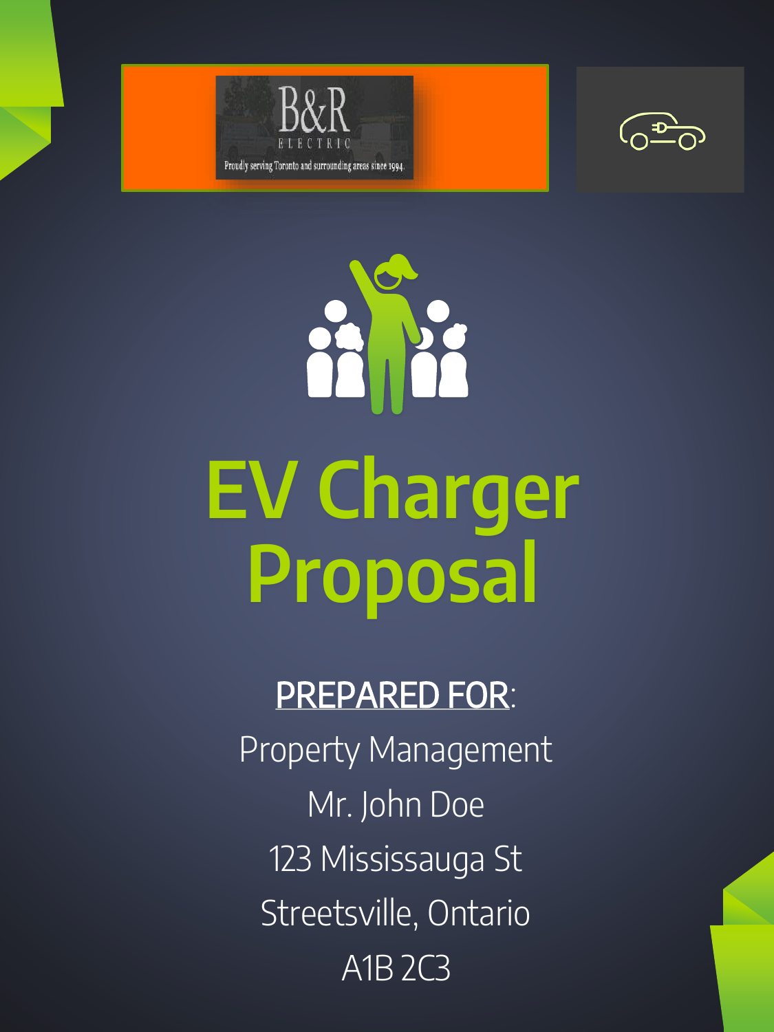B&R ELECTRIC

Proudly serving Toronto and surrounding areas since 1994.

# EV Charger Proposal

<u>PREPARED FOR</u>:

Property Management

Mr. John Doe

123 Mississauga St

Streetsville, Ontario

A1B 2C3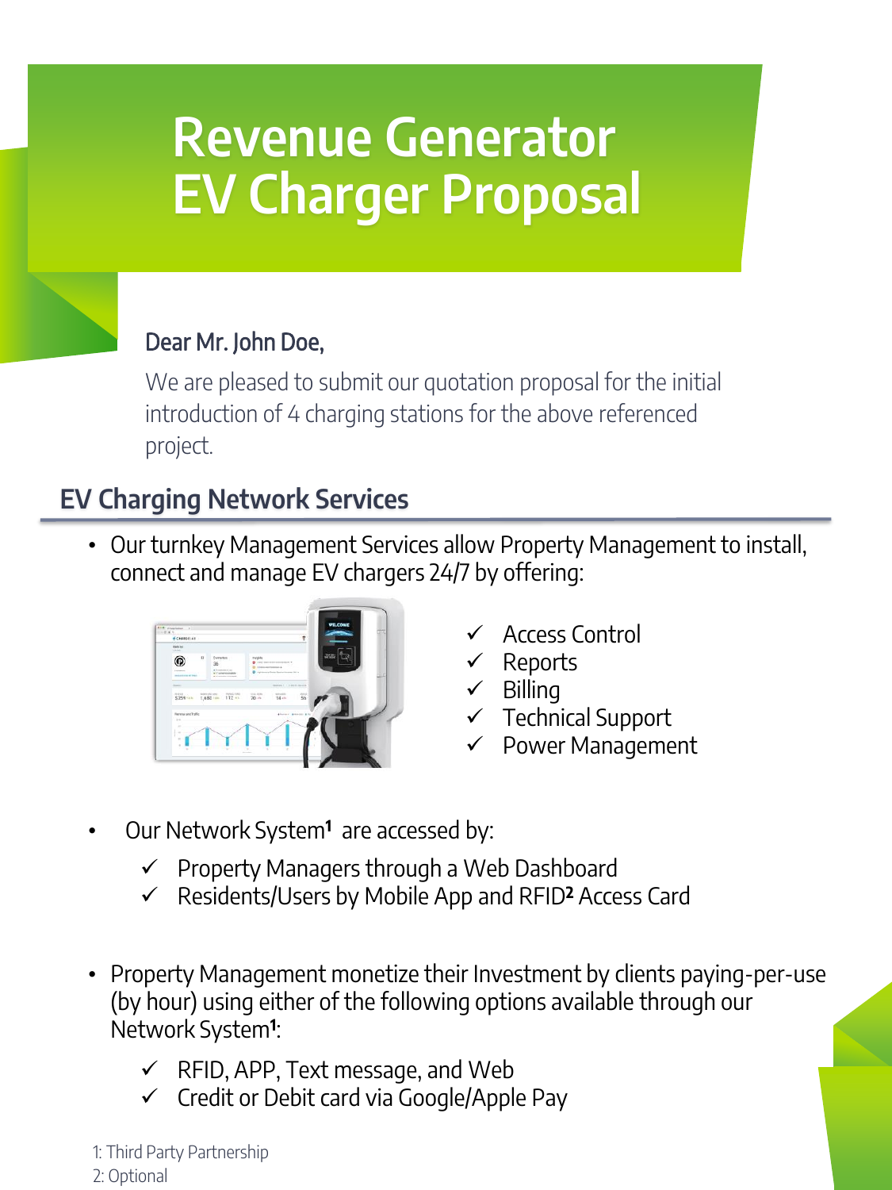# Revenue Generator EV Charger Proposal

Dear Mr. John Doe,

We are pleased to submit our quotation proposal for the initial introduction of 4 charging stations for the above referenced project.

## EV Charging Network Services

- Our turnkey Management Services allow Property Management to install, connect and manage EV chargers 24/7 by offering:

  - ✓ Access Control
  - ✓ Reports
  - ✓ Billing
  - ✓ Technical Support
  - ✓ Power Management

- Our Network System[1] are accessed by:
  - ✓ Property Managers through a Web Dashboard
  - ✓ Residents/Users by Mobile App and RFID[2] Access Card

- Property Management monetize their Investment by clients paying-per-use (by hour) using either of the following options available through our Network System[1]:
  - ✓ RFID, APP, Text message, and Web
  - ✓ Credit or Debit card via Google/Apple Pay

1: Third Party Partnership
2: Optional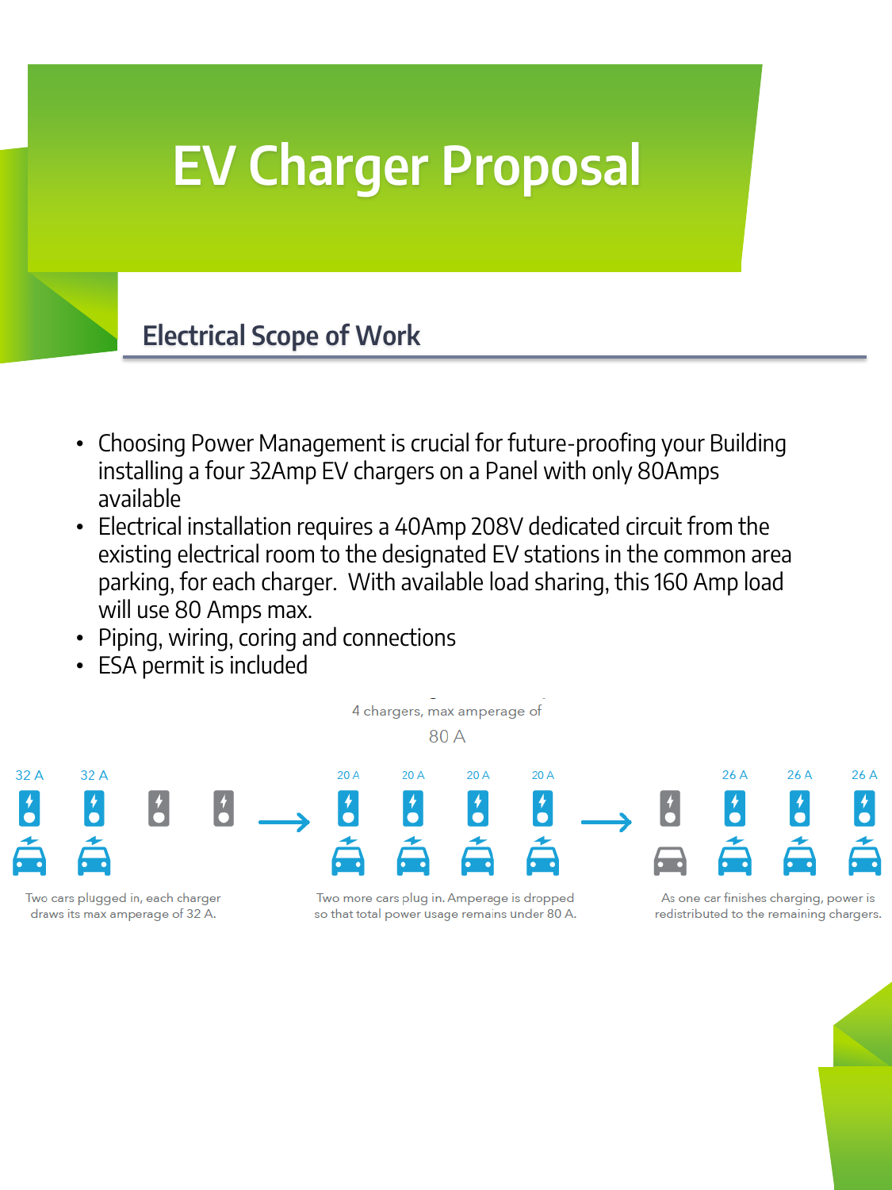# EV Charger Proposal

## Electrical Scope of Work

- Choosing Power Management is crucial for future-proofing your Building installing a four 32Amp EV chargers on a Panel with only 80Amps available
- Electrical installation requires a 40Amp 208V dedicated circuit from the existing electrical room to the designated EV stations in the common area parking, for each charger. With available load sharing, this 160 Amp load will use 80 Amps max.
- Piping, wiring, coring and connections
- ESA permit is included

4 chargers, max amperage of

80 A

32 A 32 A → 20 A 20 A 20 A 20 A → 26 A 26 A 26 A

Two cars plugged in, each charger draws its max amperage of 32 A.

Two more cars plug in. Amperage is dropped so that total power usage remains under 80 A.

As one car finishes charging, power is redistributed to the remaining chargers.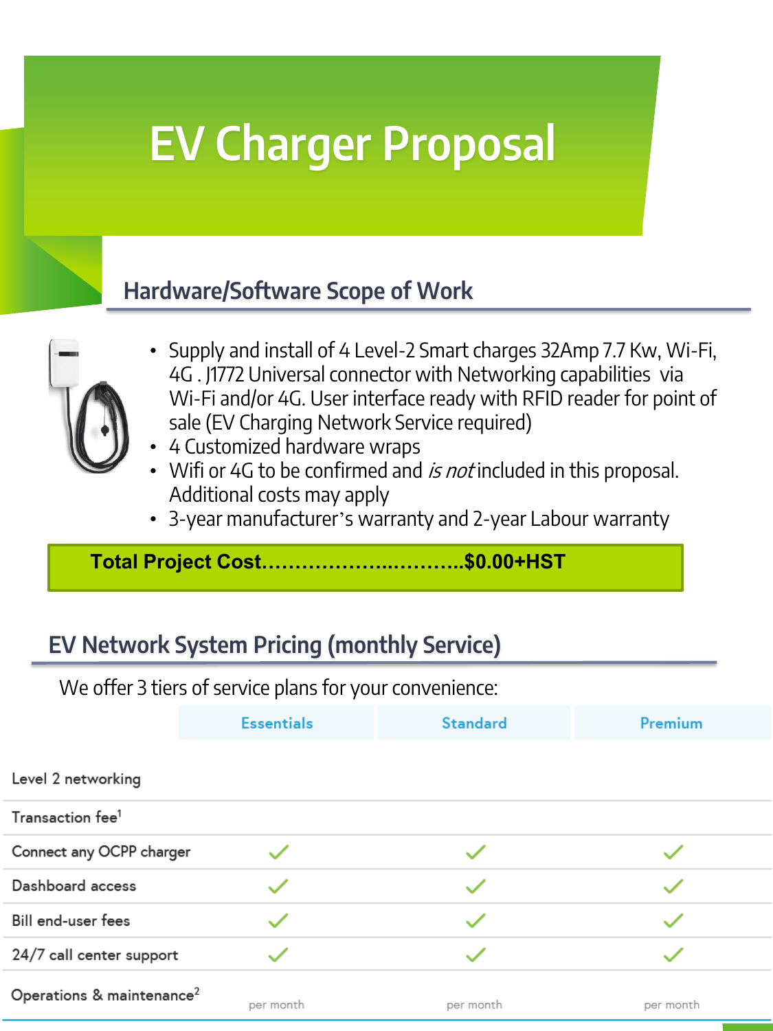# EV Charger Proposal

## Hardware/Software Scope of Work

- Supply and install of 4 Level-2 Smart charges 32Amp 7.7 Kw, Wi-Fi, 4G . J1772 Universal connector with Networking capabilities via Wi-Fi and/or 4G. User interface ready with RFID reader for point of sale (EV Charging Network Service required)
- 4 Customized hardware wraps
- Wifi or 4G to be confirmed and *is not* included in this proposal. Additional costs may apply
- 3-year manufacturer's warranty and 2-year Labour warranty

**Total Project Cost……………………..………..$0.00+HST**

## EV Network System Pricing (monthly Service)

We offer 3 tiers of service plans for your convenience:

| | Essentials | Standard | Premium |
|---|---|---|---|
| Level 2 networking | | | |
| Transaction fee[1] | | | |
| Connect any OCPP charger | ✓ | ✓ | ✓ |
| Dashboard access | ✓ | ✓ | ✓ |
| Bill end-user fees | ✓ | ✓ | ✓ |
| 24/7 call center support | ✓ | ✓ | ✓ |
| Operations & maintenance[2] | per month | per month | per month |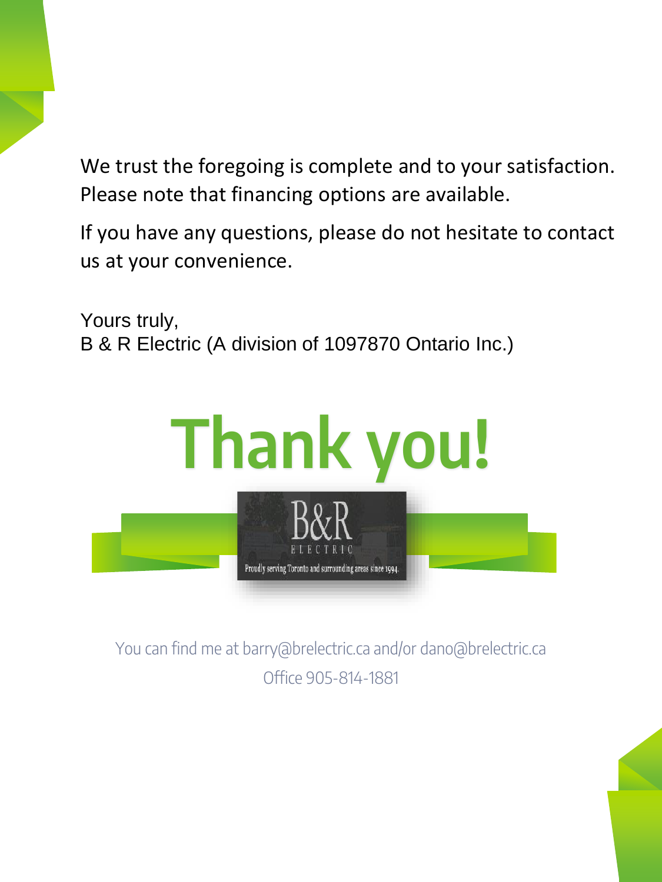We trust the foregoing is complete and to your satisfaction. Please note that financing options are available.

If you have any questions, please do not hesitate to contact us at your convenience.

Yours truly,
B & R Electric (A division of 1097870 Ontario Inc.)

# Thank you!

B&R
ELECTRIC
Proudly serving Toronto and surrounding areas since 1994.

You can find me at barry@brelectric.ca and/or dano@brelectric.ca

Office 905-814-1881